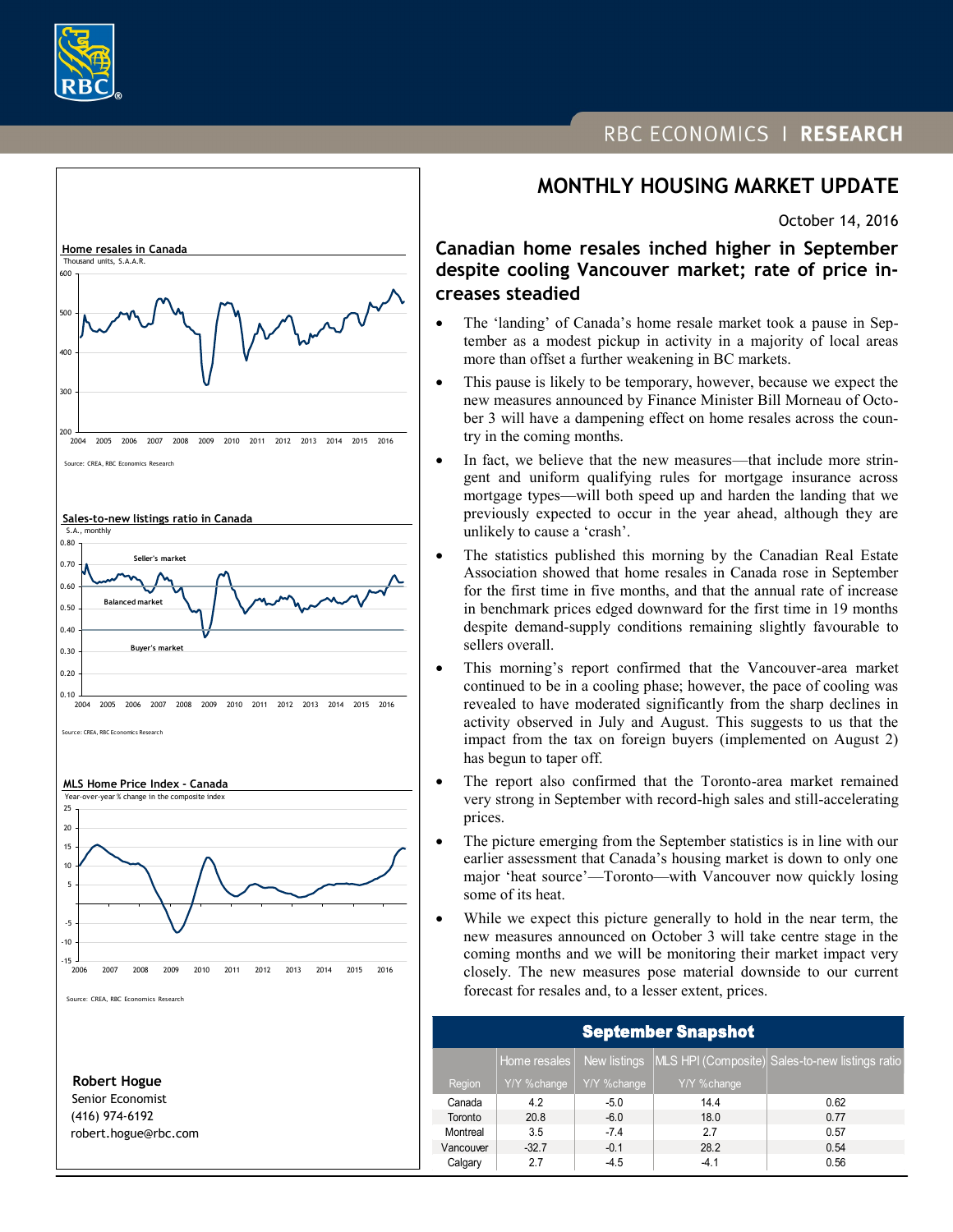RBC ECONOMICS | RESEARCH

# MONTHLY HOUSING MARKET UPDATE

October 14, 2016

## Canadian home resales inched higher in September despite cooling Vancouver market; rate of price increases steadied

- The 'landing' of Canada's home resale market took a pause in September as a modest pickup in activity in a majority of local areas more than offset a further weakening in BC markets.
- This pause is likely to be temporary, however, because we expect the new measures announced by Finance Minister Bill Morneau of October 3 will have a dampening effect on home resales across the country in the coming months.
- In fact, we believe that the new measures—that include more stringent and uniform qualifying rules for mortgage insurance across mortgage types—will both speed up and harden the landing that we previously expected to occur in the year ahead, although they are unlikely to cause a 'crash'.
- The statistics published this morning by the Canadian Real Estate Association showed that home resales in Canada rose in September for the first time in five months, and that the annual rate of increase in benchmark prices edged downward for the first time in 19 months despite demand-supply conditions remaining slightly favourable to sellers overall.
- This morning's report confirmed that the Vancouver-area market continued to be in a cooling phase; however, the pace of cooling was revealed to have moderated significantly from the sharp declines in activity observed in July and August. This suggests to us that the impact from the tax on foreign buyers (implemented on August 2) has begun to taper off.
- The report also confirmed that the Toronto-area market remained very strong in September with record-high sales and still-accelerating prices.
- The picture emerging from the September statistics is in line with our earlier assessment that Canada's housing market is down to only one major 'heat source'—Toronto—with Vancouver now quickly losing some of its heat.
- While we expect this picture generally to hold in the near term, the new measures announced on October 3 will take centre stage in the coming months and we will be monitoring their market impact very closely. The new measures pose material downside to our current forecast for resales and, to a lesser extent, prices.

**Home resales in Canada**
Thousand units, S.A.A.R.

Source: CREA, RBC Economics Research

**Sales-to-new listings ratio in Canada**
S.A., monthly

Source: CREA, RBC Economics Research

**MLS Home Price Index - Canada**
Year-over-year % change in the composite index

Source: CREA, RBC Economics Research

**September Snapshot**

| | Home resales | New listings | MLS HPI (Composite) | Sales-to-new listings ratio |
|---|---|---|---|---|
| Region | Y/Y %change | Y/Y %change | Y/Y %change | |
| Canada | 4.2 | -5.0 | 14.4 | 0.62 |
| Toronto | 20.8 | -6.0 | 18.0 | 0.77 |
| Montreal | 3.5 | -7.4 | 2.7 | 0.57 |
| Vancouver | -32.7 | -0.1 | 28.2 | 0.54 |
| Calgary | 2.7 | -4.5 | -4.1 | 0.56 |

**Robert Hogue**
Senior Economist
(416) 974-6192
robert.hogue@rbc.com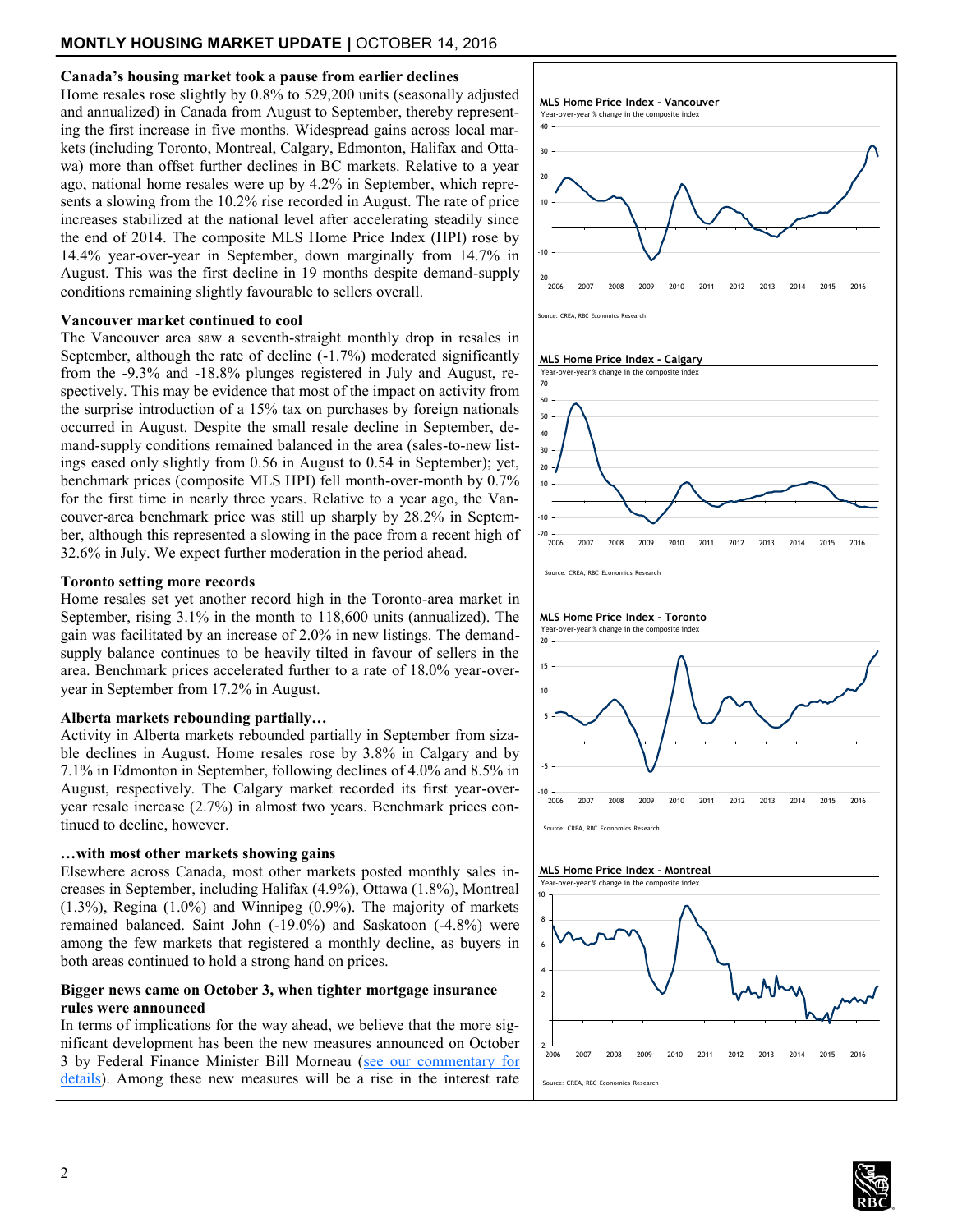### Canada's housing market took a pause from earlier declines

Home resales rose slightly by 0.8% to 529,200 units (seasonally adjusted and annualized) in Canada from August to September, thereby representing the first increase in five months. Widespread gains across local markets (including Toronto, Montreal, Calgary, Edmonton, Halifax and Ottawa) more than offset further declines in BC markets. Relative to a year ago, national home resales were up by 4.2% in September, which represents a slowing from the 10.2% rise recorded in August. The rate of price increases stabilized at the national level after accelerating steadily since the end of 2014. The composite MLS Home Price Index (HPI) rose by 14.4% year-over-year in September, down marginally from 14.7% in August. This was the first decline in 19 months despite demand-supply conditions remaining slightly favourable to sellers overall.

### Vancouver market continued to cool

The Vancouver area saw a seventh-straight monthly drop in resales in September, although the rate of decline (-1.7%) moderated significantly from the -9.3% and -18.8% plunges registered in July and August, respectively. This may be evidence that most of the impact on activity from the surprise introduction of a 15% tax on purchases by foreign nationals occurred in August. Despite the small resale decline in September, demand-supply conditions remained balanced in the area (sales-to-new listings eased only slightly from 0.56 in August to 0.54 in September); yet, benchmark prices (composite MLS HPI) fell month-over-month by 0.7% for the first time in nearly three years. Relative to a year ago, the Vancouver-area benchmark price was still up sharply by 28.2% in September, although this represented a slowing in the pace from a recent high of 32.6% in July. We expect further moderation in the period ahead.

### Toronto setting more records

Home resales set yet another record high in the Toronto-area market in September, rising 3.1% in the month to 118,600 units (annualized). The gain was facilitated by an increase of 2.0% in new listings. The demand-supply balance continues to be heavily tilted in favour of sellers in the area. Benchmark prices accelerated further to a rate of 18.0% year-over-year in September from 17.2% in August.

### Alberta markets rebounding partially…

Activity in Alberta markets rebounded partially in September from sizable declines in August. Home resales rose by 3.8% in Calgary and by 7.1% in Edmonton in September, following declines of 4.0% and 8.5% in August, respectively. The Calgary market recorded its first year-over-year resale increase (2.7%) in almost two years. Benchmark prices continued to decline, however.

### …with most other markets showing gains

Elsewhere across Canada, most other markets posted monthly sales increases in September, including Halifax (4.9%), Ottawa (1.8%), Montreal (1.3%), Regina (1.0%) and Winnipeg (0.9%). The majority of markets remained balanced. Saint John (-19.0%) and Saskatoon (-4.8%) were among the few markets that registered a monthly decline, as buyers in both areas continued to hold a strong hand on prices.

### Bigger news came on October 3, when tighter mortgage insurance rules were announced

In terms of implications for the way ahead, we believe that the more significant development has been the new measures announced on October 3 by Federal Finance Minister Bill Morneau (see our commentary for details). Among these new measures will be a rise in the interest rate

**MLS Home Price Index - Vancouver**
Year-over-year % change in the composite index

Source: CREA, RBC Economics Research

**MLS Home Price Index - Calgary**
Year-over-year % change in the composite index

Source: CREA, RBC Economics Research

**MLS Home Price Index - Toronto**
Year-over-year % change in the composite index

Source: CREA, RBC Economics Research

**MLS Home Price Index - Montreal**
Year-over-year % change in the composite index

Source: CREA, RBC Economics Research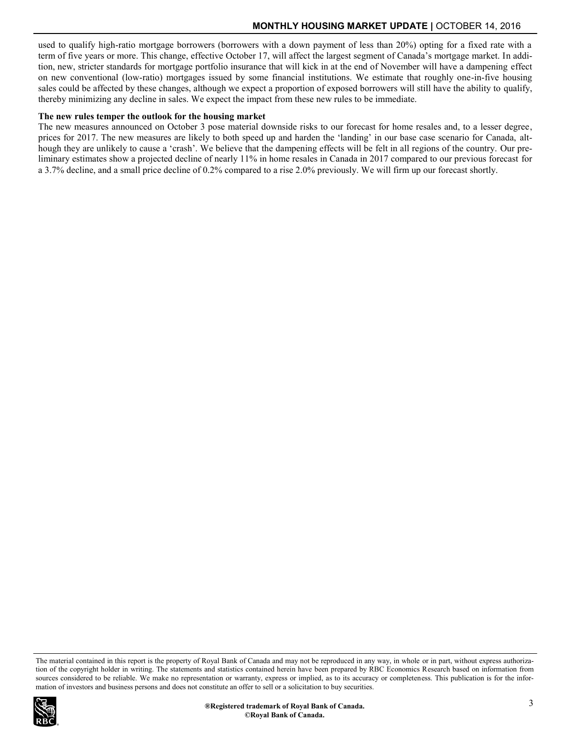used to qualify high-ratio mortgage borrowers (borrowers with a down payment of less than 20%) opting for a fixed rate with a term of five years or more. This change, effective October 17, will affect the largest segment of Canada's mortgage market. In addition, new, stricter standards for mortgage portfolio insurance that will kick in at the end of November will have a dampening effect on new conventional (low-ratio) mortgages issued by some financial institutions. We estimate that roughly one-in-five housing sales could be affected by these changes, although we expect a proportion of exposed borrowers will still have the ability to qualify, thereby minimizing any decline in sales. We expect the impact from these new rules to be immediate.

**The new rules temper the outlook for the housing market**

The new measures announced on October 3 pose material downside risks to our forecast for home resales and, to a lesser degree, prices for 2017. The new measures are likely to both speed up and harden the 'landing' in our base case scenario for Canada, although they are unlikely to cause a 'crash'. We believe that the dampening effects will be felt in all regions of the country. Our preliminary estimates show a projected decline of nearly 11% in home resales in Canada in 2017 compared to our previous forecast for a 3.7% decline, and a small price decline of 0.2% compared to a rise 2.0% previously. We will firm up our forecast shortly.

The material contained in this report is the property of Royal Bank of Canada and may not be reproduced in any way, in whole or in part, without express authorization of the copyright holder in writing. The statements and statistics contained herein have been prepared by RBC Economics Research based on information from sources considered to be reliable. We make no representation or warranty, express or implied, as to its accuracy or completeness. This publication is for the information of investors and business persons and does not constitute an offer to sell or a solicitation to buy securities.

**®Registered trademark of Royal Bank of Canada.**
**©Royal Bank of Canada.**